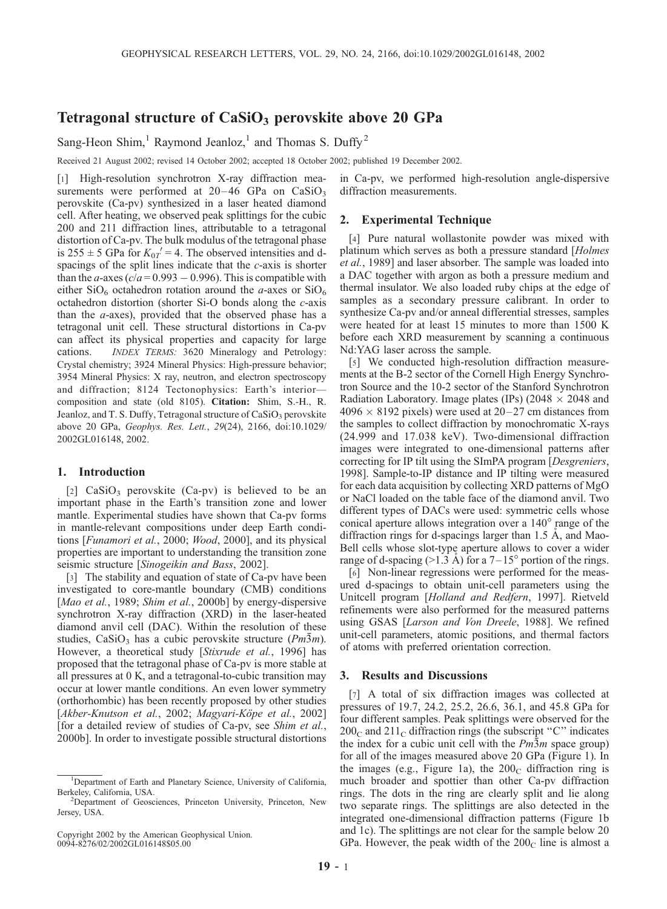# Tetragonal structure of $CaSiO_3$ perovskite above 20 GPa

Sang-Heon Shim,[1] Raymond Jeanloz,[1] and Thomas S. Duffy[2]

Received 21 August 2002; revised 14 October 2002; accepted 18 October 2002; published 19 December 2002.

[1] High-resolution synchrotron X-ray diffraction measurements were performed at 20–46 GPa on $CaSiO_3$ perovskite (Ca-pv) synthesized in a laser heated diamond cell. After heating, we observed peak splittings for the cubic 200 and 211 diffraction lines, attributable to a tetragonal distortion of Ca-pv. The bulk modulus of the tetragonal phase is 255 ± 5 GPa for $K_{0T}' = 4$. The observed intensities and d-spacings of the split lines indicate that the *c*-axis is shorter than the *a*-axes ($c/a = 0.993 - 0.996$). This is compatible with either $SiO_6$ octahedron rotation around the *a*-axes or $SiO_6$ octahedron distortion (shorter Si-O bonds along the *c*-axis than the *a*-axes), provided that the observed phase has a tetragonal unit cell. These structural distortions in Ca-pv can affect its physical properties and capacity for large cations. *INDEX TERMS:* 3620 Mineralogy and Petrology: Crystal chemistry; 3924 Mineral Physics: High-pressure behavior; 3954 Mineral Physics: X ray, neutron, and electron spectroscopy and diffraction; 8124 Tectonophysics: Earth's interior—composition and state (old 8105). **Citation:** Shim, S.-H., R. Jeanloz, and T. S. Duffy, Tetragonal structure of $CaSiO_3$ perovskite above 20 GPa, *Geophys. Res. Lett.*, *29*(24), 2166, doi:10.1029/2002GL016148, 2002.

## 1. Introduction

[2] $CaSiO_3$ perovskite (Ca-pv) is believed to be an important phase in the Earth's transition zone and lower mantle. Experimental studies have shown that Ca-pv forms in mantle-relevant compositions under deep Earth conditions [*Funamori et al.*, 2000; *Wood*, 2000], and its physical properties are important to understanding the transition zone seismic structure [*Sinogeikin and Bass*, 2002].

[3] The stability and equation of state of Ca-pv have been investigated to core-mantle boundary (CMB) conditions [*Mao et al.*, 1989; *Shim et al.*, 2000b] by energy-dispersive synchrotron X-ray diffraction (XRD) in the laser-heated diamond anvil cell (DAC). Within the resolution of these studies, $CaSiO_3$ has a cubic perovskite structure ($Pm\bar{3}m$). However, a theoretical study [*Stixrude et al.*, 1996] has proposed that the tetragonal phase of Ca-pv is more stable at all pressures at 0 K, and a tetragonal-to-cubic transition may occur at lower mantle conditions. An even lower symmetry (orthorhombic) has been recently proposed by other studies [*Akber-Knutson et al.*, 2002; *Magyari-Köpe et al.*, 2002] [for a detailed review of studies of Ca-pv, see *Shim et al.*, 2000b]. In order to investigate possible structural distortions in Ca-pv, we performed high-resolution angle-dispersive diffraction measurements.

[1] Department of Earth and Planetary Science, University of California, Berkeley, California, USA.

[2] Department of Geosciences, Princeton University, Princeton, New Jersey, USA.

Copyright 2002 by the American Geophysical Union.
0094-8276/02/2002GL016148$05.00

## 2. Experimental Technique

[4] Pure natural wollastonite powder was mixed with platinum which serves as both a pressure standard [*Holmes et al.*, 1989] and laser absorber. The sample was loaded into a DAC together with argon as both a pressure medium and thermal insulator. We also loaded ruby chips at the edge of samples as a secondary pressure calibrant. In order to synthesize Ca-pv and/or anneal differential stresses, samples were heated for at least 15 minutes to more than 1500 K before each XRD measurement by scanning a continuous Nd:YAG laser across the sample.

[5] We conducted high-resolution diffraction measurements at the B-2 sector of the Cornell High Energy Synchrotron Source and the 10-2 sector of the Stanford Synchrotron Radiation Laboratory. Image plates (IPs) (2048 × 2048 and 4096 × 8192 pixels) were used at 20–27 cm distances from the samples to collect diffraction by monochromatic X-rays (24.999 and 17.038 keV). Two-dimensional diffraction images were integrated to one-dimensional patterns after correcting for IP tilt using the SImPA program [*Desgreniers*, 1998]. Sample-to-IP distance and IP tilting were measured for each data acquisition by collecting XRD patterns of MgO or NaCl loaded on the table face of the diamond anvil. Two different types of DACs were used: symmetric cells whose conical aperture allows integration over a 140° range of the diffraction rings for d-spacings larger than 1.5 Å, and Mao-Bell cells whose slot-type aperture allows to cover a wider range of d-spacing (>1.3 Å) for a 7–15° portion of the rings.

[6] Non-linear regressions were performed for the measured d-spacings to obtain unit-cell parameters using the Unitcell program [*Holland and Redfern*, 1997]. Rietveld refinements were also performed for the measured patterns using GSAS [*Larson and Von Dreele*, 1988]. We refined unit-cell parameters, atomic positions, and thermal factors of atoms with preferred orientation correction.

## 3. Results and Discussions

[7] A total of six diffraction images was collected at pressures of 19.7, 24.2, 25.2, 26.6, 36.1, and 45.8 GPa for four different samples. Peak splittings were observed for the $200_C$ and $211_C$ diffraction rings (the subscript "C" indicates the index for a cubic unit cell with the $Pm\bar{3}m$ space group) for all of the images measured above 20 GPa (Figure 1). In the images (e.g., Figure 1a), the $200_C$ diffraction ring is much broader and spottier than other Ca-pv diffraction rings. The dots in the ring are clearly split and lie along two separate rings. The splittings are also detected in the integrated one-dimensional diffraction patterns (Figure 1b and 1c). The splittings are not clear for the sample below 20 GPa. However, the peak width of the $200_C$ line is almost a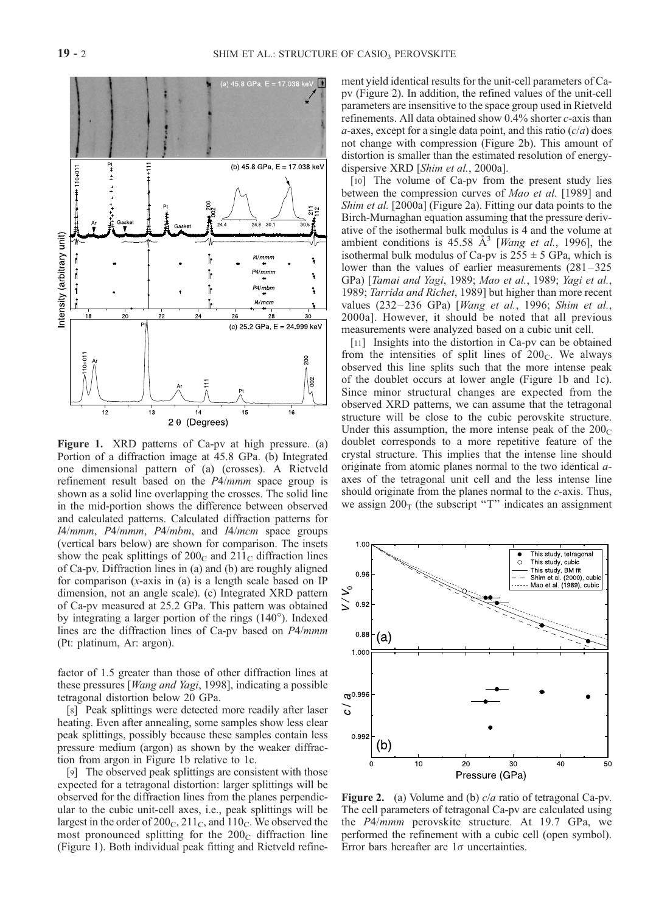(a) 45.8 GPa, E = 17.038 keV

(b) 45.8 GPa, E = 17.038 keV

Intensity (arbitrary unit)

110-011, Pt, 111, Ar, Gasket, Pt, Gasket, 200, 002, 211, 112

24.4, 24.8, 30.1, 30.5

I4/mmm

P4/mmm

P4/mbm

I4/mcm

18, 20, 22, 24, 26, 28, 30

(c) 25.2 GPa, E = 24.999 keV

110-011, Ar, Pt, Ar, 111, Pt, 200, 002

12, 13, 14, 15, 16

2 θ (Degrees)

**Figure 1.** XRD patterns of Ca-pv at high pressure. (a) Portion of a diffraction image at 45.8 GPa. (b) Integrated one dimensional pattern of (a) (crosses). A Rietveld refinement result based on the *P*4/*mmm* space group is shown as a solid line overlapping the crosses. The solid line in the mid-portion shows the difference between observed and calculated patterns. Calculated diffraction patterns for *I*4/*mmm*, *P*4/*mmm*, *P*4/*mbm*, and *I*4/*mcm* space groups (vertical bars below) are shown for comparison. The insets show the peak splittings of $200_C$ and $211_C$ diffraction lines of Ca-pv. Diffraction lines in (a) and (b) are roughly aligned for comparison (*x*-axis in (a) is a length scale based on IP dimension, not an angle scale). (c) Integrated XRD pattern of Ca-pv measured at 25.2 GPa. This pattern was obtained by integrating a larger portion of the rings (140°). Indexed lines are the diffraction lines of Ca-pv based on *P*4/*mmm* (Pt: platinum, Ar: argon).

factor of 1.5 greater than those of other diffraction lines at these pressures [*Wang and Yagi*, 1998], indicating a possible tetragonal distortion below 20 GPa.

[8] Peak splittings were detected more readily after laser heating. Even after annealing, some samples show less clear peak splittings, possibly because these samples contain less pressure medium (argon) as shown by the weaker diffraction from argon in Figure 1b relative to 1c.

[9] The observed peak splittings are consistent with those expected for a tetragonal distortion: larger splittings will be observed for the diffraction lines from the planes perpendicular to the cubic unit-cell axes, i.e., peak splittings will be largest in the order of $200_C$, $211_C$, and $110_C$. We observed the most pronounced splitting for the $200_C$ diffraction line (Figure 1). Both individual peak fitting and Rietveld refinement yield identical results for the unit-cell parameters of Ca-pv (Figure 2). In addition, the refined values of the unit-cell parameters are insensitive to the space group used in Rietveld refinements. All data obtained show 0.4% shorter *c*-axis than *a*-axes, except for a single data point, and this ratio (*c*/*a*) does not change with compression (Figure 2b). This amount of distortion is smaller than the estimated resolution of energy-dispersive XRD [*Shim et al.*, 2000a].

[10] The volume of Ca-pv from the present study lies between the compression curves of *Mao et al.* [1989] and *Shim et al.* [2000a] (Figure 2a). Fitting our data points to the Birch-Murnaghan equation assuming that the pressure derivative of the isothermal bulk modulus is 4 and the volume at ambient conditions is 45.58 Å$^3$ [*Wang et al.*, 1996], the isothermal bulk modulus of Ca-pv is $255 \pm 5$ GPa, which is lower than the values of earlier measurements (281–325 GPa) [*Tamai and Yagi*, 1989; *Mao et al.*, 1989; *Yagi et al.*, 1989; *Tarrida and Richet*, 1989] but higher than more recent values (232–236 GPa) [*Wang et al.*, 1996; *Shim et al.*, 2000a]. However, it should be noted that all previous measurements were analyzed based on a cubic unit cell.

[11] Insights into the distortion in Ca-pv can be obtained from the intensities of split lines of $200_C$. We always observed this line splits such that the more intense peak of the doublet occurs at lower angle (Figure 1b and 1c). Since minor structural changes are expected from the observed XRD patterns, we can assume that the tetragonal structure will be close to the cubic perovskite structure. Under this assumption, the more intense peak of the $200_C$ doublet corresponds to a more repetitive feature of the crystal structure. This implies that the intense line should originate from atomic planes normal to the two identical *a*-axes of the tetragonal unit cell and the less intense line should originate from the planes normal to the *c*-axis. Thus, we assign $200_T$ (the subscript "T" indicates an assignment

1.00, 0.96, 0.92, 0.88

$V/V_0$

(a)

This study, tetragonal

This study, cubic

This study, BM fit

Shim et al. (2000), cubic

Mao et al. (1989), cubic

1.000, 0.996, 0.992

$c/a$

(b)

0, 10, 20, 30, 40, 50

Pressure (GPa)

**Figure 2.** (a) Volume and (b) *c*/*a* ratio of tetragonal Ca-pv. The cell parameters of tetragonal Ca-pv are calculated using the *P*4/*mmm* perovskite structure. At 19.7 GPa, we performed the refinement with a cubic cell (open symbol). Error bars hereafter are 1σ uncertainties.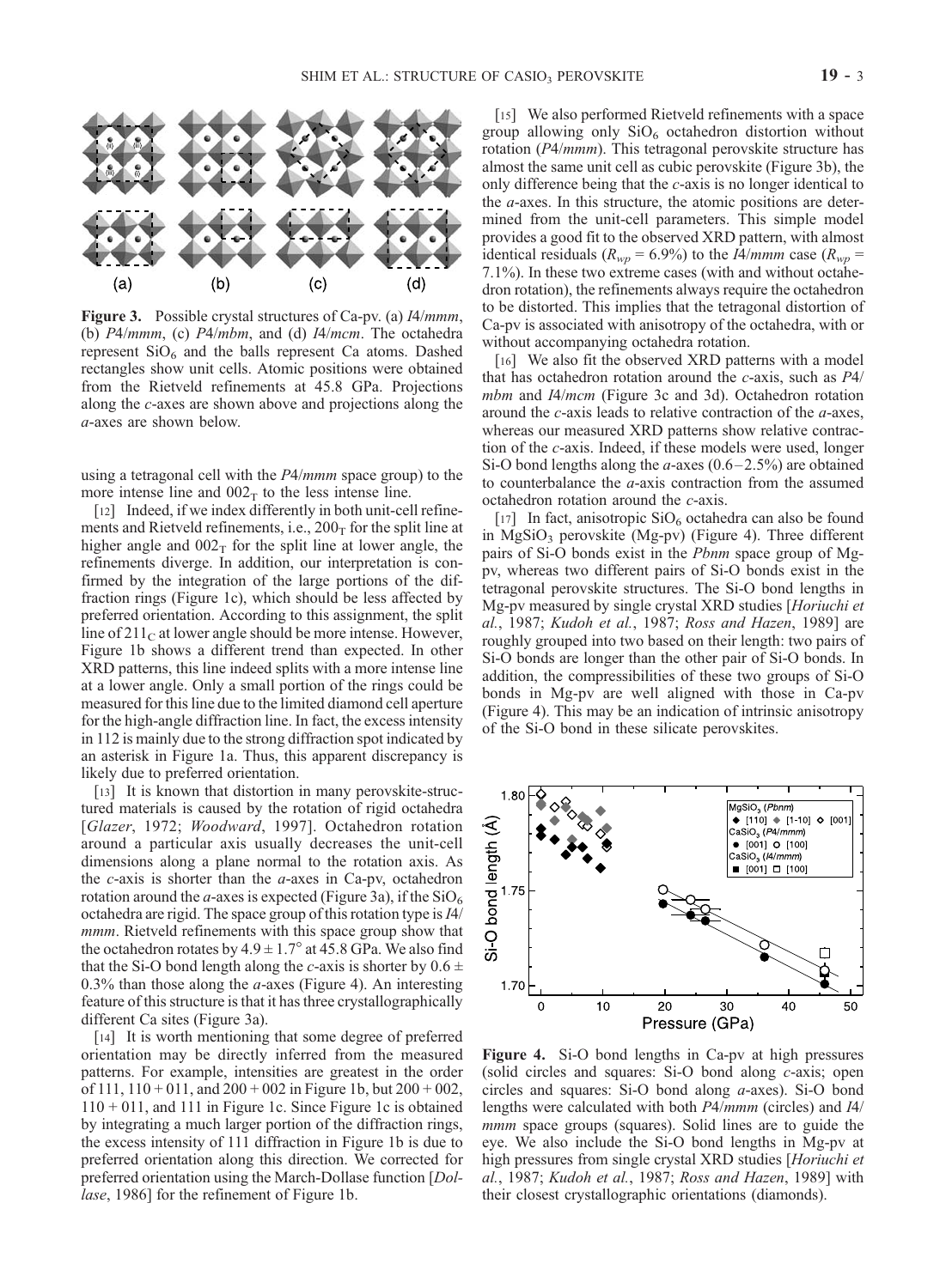(a) (b) (c) (d)

**Figure 3.** Possible crystal structures of Ca-pv. (a) *I*4/*mmm*, (b) *P*4/*mmm*, (c) *P*4/*mbm*, and (d) *I*4/*mcm*. The octahedra represent $SiO_6$ and the balls represent Ca atoms. Dashed rectangles show unit cells. Atomic positions were obtained from the Rietveld refinements at 45.8 GPa. Projections along the *c*-axes are shown above and projections along the *a*-axes are shown below.

using a tetragonal cell with the *P*4/*mmm* space group) to the more intense line and $002_T$ to the less intense line.

[12] Indeed, if we index differently in both unit-cell refinements and Rietveld refinements, i.e., $200_T$ for the split line at higher angle and $002_T$ for the split line at lower angle, the refinements diverge. In addition, our interpretation is confirmed by the integration of the large portions of the diffraction rings (Figure 1c), which should be less affected by preferred orientation. According to this assignment, the split line of $211_C$ at lower angle should be more intense. However, Figure 1b shows a different trend than expected. In other XRD patterns, this line indeed splits with a more intense line at a lower angle. Only a small portion of the rings could be measured for this line due to the limited diamond cell aperture for the high-angle diffraction line. In fact, the excess intensity in 112 is mainly due to the strong diffraction spot indicated by an asterisk in Figure 1a. Thus, this apparent discrepancy is likely due to preferred orientation.

[13] It is known that distortion in many perovskite-structured materials is caused by the rotation of rigid octahedra [*Glazer*, 1972; *Woodward*, 1997]. Octahedron rotation around a particular axis usually decreases the unit-cell dimensions along a plane normal to the rotation axis. As the *c*-axis is shorter than the *a*-axes in Ca-pv, octahedron rotation around the *a*-axes is expected (Figure 3a), if the $SiO_6$ octahedra are rigid. The space group of this rotation type is *I*4/*mmm*. Rietveld refinements with this space group show that the octahedron rotates by $4.9 \pm 1.7°$ at 45.8 GPa. We also find that the Si-O bond length along the *c*-axis is shorter by $0.6 \pm 0.3\%$ than those along the *a*-axes (Figure 4). An interesting feature of this structure is that it has three crystallographically different Ca sites (Figure 3a).

[14] It is worth mentioning that some degree of preferred orientation may be directly inferred from the measured patterns. For example, intensities are greatest in the order of 111, 110 + 011, and 200 + 002 in Figure 1b, but 200 + 002, 110 + 011, and 111 in Figure 1c. Since Figure 1c is obtained by integrating a much larger portion of the diffraction rings, the excess intensity of 111 diffraction in Figure 1b is due to preferred orientation along this direction. We corrected for preferred orientation using the March-Dollase function [*Dollase*, 1986] for the refinement of Figure 1b.

[15] We also performed Rietveld refinements with a space group allowing only $SiO_6$ octahedron distortion without rotation (*P*4/*mmm*). This tetragonal perovskite structure has almost the same unit cell as cubic perovskite (Figure 3b), the only difference being that the *c*-axis is no longer identical to the *a*-axes. In this structure, the atomic positions are determined from the unit-cell parameters. This simple model provides a good fit to the observed XRD pattern, with almost identical residuals ($R_{wp}$ = 6.9%) to the *I*4/*mmm* case ($R_{wp}$ = 7.1%). In these two extreme cases (with and without octahedron rotation), the refinements always require the octahedron to be distorted. This implies that the tetragonal distortion of Ca-pv is associated with anisotropy of the octahedra, with or without accompanying octahedra rotation.

[16] We also fit the observed XRD patterns with a model that has octahedron rotation around the *c*-axis, such as *P*4/*mbm* and *I*4/*mcm* (Figure 3c and 3d). Octahedron rotation around the *c*-axis leads to relative contraction of the *a*-axes, whereas our measured XRD patterns show relative contraction of the *c*-axis. Indeed, if these models were used, longer Si-O bond lengths along the *a*-axes (0.6–2.5%) are obtained to counterbalance the *a*-axis contraction from the assumed octahedron rotation around the *c*-axis.

[17] In fact, anisotropic $SiO_6$ octahedra can also be found in $MgSiO_3$ perovskite (Mg-pv) (Figure 4). Three different pairs of Si-O bonds exist in the *Pbnm* space group of Mg-pv, whereas two different pairs of Si-O bonds exist in the tetragonal perovskite structures. The Si-O bond lengths in Mg-pv measured by single crystal XRD studies [*Horiuchi et al.*, 1987; *Kudoh et al.*, 1987; *Ross and Hazen*, 1989] are roughly grouped into two based on their length: two pairs of Si-O bonds are longer than the other pair of Si-O bonds. In addition, the compressibilities of these two groups of Si-O bonds in Mg-pv are well aligned with those in Ca-pv (Figure 4). This may be an indication of intrinsic anisotropy of the Si-O bond in these silicate perovskites.

Si-O bond length (Å)
1.80
1.75
1.70
Pressure (GPa)
0 10 20 30 40 50
$MgSiO_3$ (*Pbnm*) [110] [1-10] [001]
$CaSiO_3$ (*P4/mmm*) [001] [100]
$CaSiO_3$ (*I4/mmm*) [001] [100]

**Figure 4.** Si-O bond lengths in Ca-pv at high pressures (solid circles and squares: Si-O bond along *c*-axis; open circles and squares: Si-O bond along *a*-axes). Si-O bond lengths were calculated with both *P*4/*mmm* (circles) and *I*4/*mmm* space groups (squares). Solid lines are to guide the eye. We also include the Si-O bond lengths in Mg-pv at high pressures from single crystal XRD studies [*Horiuchi et al.*, 1987; *Kudoh et al.*, 1987; *Ross and Hazen*, 1989] with their closest crystallographic orientations (diamonds).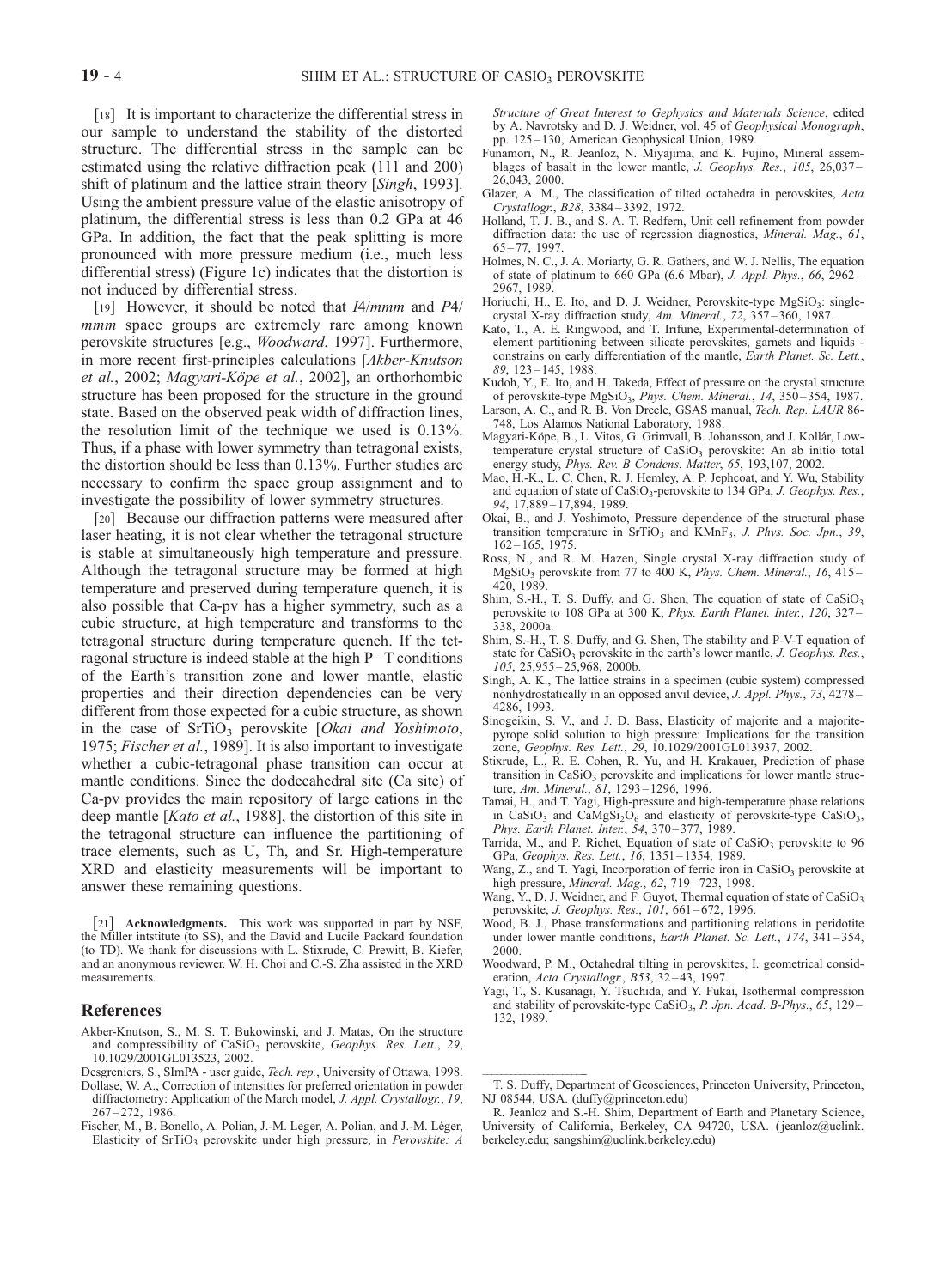[18] It is important to characterize the differential stress in our sample to understand the stability of the distorted structure. The differential stress in the sample can be estimated using the relative diffraction peak (111 and 200) shift of platinum and the lattice strain theory [*Singh*, 1993]. Using the ambient pressure value of the elastic anisotropy of platinum, the differential stress is less than 0.2 GPa at 46 GPa. In addition, the fact that the peak splitting is more pronounced with more pressure medium (i.e., much less differential stress) (Figure 1c) indicates that the distortion is not induced by differential stress.

[19] However, it should be noted that *I*4/*mmm* and *P*4/*mmm* space groups are extremely rare among known perovskite structures [e.g., *Woodward*, 1997]. Furthermore, in more recent first-principles calculations [*Akber-Knutson et al.*, 2002; *Magyari-Köpe et al.*, 2002], an orthorhombic structure has been proposed for the structure in the ground state. Based on the observed peak width of diffraction lines, the resolution limit of the technique we used is 0.13%. Thus, if a phase with lower symmetry than tetragonal exists, the distortion should be less than 0.13%. Further studies are necessary to confirm the space group assignment and to investigate the possibility of lower symmetry structures.

[20] Because our diffraction patterns were measured after laser heating, it is not clear whether the tetragonal structure is stable at simultaneously high temperature and pressure. Although the tetragonal structure may be formed at high temperature and preserved during temperature quench, it is also possible that Ca-pv has a higher symmetry, such as a cubic structure, at high temperature and transforms to the tetragonal structure during temperature quench. If the tetragonal structure is indeed stable at the high P–T conditions of the Earth's transition zone and lower mantle, elastic properties and their direction dependencies can be very different from those expected for a cubic structure, as shown in the case of $SrTiO_3$ perovskite [*Okai and Yoshimoto*, 1975; *Fischer et al.*, 1989]. It is also important to investigate whether a cubic-tetragonal phase transition can occur at mantle conditions. Since the dodecahedral site (Ca site) of Ca-pv provides the main repository of large cations in the deep mantle [*Kato et al.*, 1988], the distortion of this site in the tetragonal structure can influence the partitioning of trace elements, such as U, Th, and Sr. High-temperature XRD and elasticity measurements will be important to answer these remaining questions.

[21] **Acknowledgments.** This work was supported in part by NSF, the Miller intstitute (to SS), and the David and Lucile Packard foundation (to TD). We thank for discussions with L. Stixrude, C. Prewitt, B. Kiefer, and an anonymous reviewer. W. H. Choi and C.-S. Zha assisted in the XRD measurements.

## References

Akber-Knutson, S., M. S. T. Bukowinski, and J. Matas, On the structure and compressibility of $CaSiO_3$ perovskite, *Geophys. Res. Lett.*, *29*, 10.1029/2001GL013523, 2002.

Desgreniers, S., SImPA - user guide, *Tech. rep.*, University of Ottawa, 1998.

Dollase, W. A., Correction of intensities for preferred orientation in powder diffractometry: Application of the March model, *J. Appl. Crystallogr.*, *19*, 267–272, 1986.

Fischer, M., B. Bonello, A. Polian, J.-M. Leger, A. Polian, and J.-M. Léger, Elasticity of $SrTiO_3$ perovskite under high pressure, in *Perovskite: A Structure of Great Interest to Gephysics and Materials Science*, edited by A. Navrotsky and D. J. Weidner, vol. 45 of *Geophysical Monograph*, pp. 125–130, American Geophysical Union, 1989.

Funamori, N., R. Jeanloz, N. Miyajima, and K. Fujino, Mineral assemblages of basalt in the lower mantle, *J. Geophys. Res.*, *105*, 26,037–26,043, 2000.

Glazer, A. M., The classification of tilted octahedra in perovskites, *Acta Crystallogr.*, *B28*, 3384–3392, 1972.

Holland, T. J. B., and S. A. T. Redfern, Unit cell refinement from powder diffraction data: the use of regression diagnostics, *Mineral. Mag.*, *61*, 65–77, 1997.

Holmes, N. C., J. A. Moriarty, G. R. Gathers, and W. J. Nellis, The equation of state of platinum to 660 GPa (6.6 Mbar), *J. Appl. Phys.*, *66*, 2962–2967, 1989.

Horiuchi, H., E. Ito, and D. J. Weidner, Perovskite-type $MgSiO_3$: single-crystal X-ray diffraction study, *Am. Mineral.*, *72*, 357–360, 1987.

Kato, T., A. E. Ringwood, and T. Irifune, Experimental-determination of element partitioning between silicate perovskites, garnets and liquids - constrains on early differentiation of the mantle, *Earth Planet. Sc. Lett.*, *89*, 123–145, 1988.

Kudoh, Y., E. Ito, and H. Takeda, Effect of pressure on the crystal structure of perovskite-type $MgSiO_3$, *Phys. Chem. Mineral.*, *14*, 350–354, 1987.

Larson, A. C., and R. B. Von Dreele, GSAS manual, *Tech. Rep. LAUR* 86-748, Los Alamos National Laboratory, 1988.

Magyari-Köpe, B., L. Vitos, G. Grimvall, B. Johansson, and J. Kollár, Low-temperature crystal structure of $CaSiO_3$ perovskite: An ab initio total energy study, *Phys. Rev. B Condens. Matter*, *65*, 193,107, 2002.

Mao, H.-K., L. C. Chen, R. J. Hemley, A. P. Jephcoat, and Y. Wu, Stability and equation of state of $CaSiO_3$-perovskite to 134 GPa, *J. Geophys. Res.*, *94*, 17,889–17,894, 1989.

Okai, B., and J. Yoshimoto, Pressure dependence of the structural phase transition temperature in $SrTiO_3$ and $KMnF_3$, *J. Phys. Soc. Jpn.*, *39*, 162–165, 1975.

Ross, N., and R. M. Hazen, Single crystal X-ray diffraction study of $MgSiO_3$ perovskite from 77 to 400 K, *Phys. Chem. Mineral.*, *16*, 415–420, 1989.

Shim, S.-H., T. S. Duffy, and G. Shen, The equation of state of $CaSiO_3$ perovskite to 108 GPa at 300 K, *Phys. Earth Planet. Inter.*, *120*, 327–338, 2000a.

Shim, S.-H., T. S. Duffy, and G. Shen, The stability and P-V-T equation of state for $CaSiO_3$ perovskite in the earth's lower mantle, *J. Geophys. Res.*, *105*, 25,955–25,968, 2000b.

Singh, A. K., The lattice strains in a specimen (cubic system) compressed nonhydrostatically in an opposed anvil device, *J. Appl. Phys.*, *73*, 4278–4286, 1993.

Sinogeikin, S. V., and J. D. Bass, Elasticity of majorite and a majorite-pyrope solid solution to high pressure: Implications for the transition zone, *Geophys. Res. Lett.*, *29*, 10.1029/2001GL013937, 2002.

Stixrude, L., R. E. Cohen, R. Yu, and H. Krakauer, Prediction of phase transition in $CaSiO_3$ perovskite and implications for lower mantle structure, *Am. Mineral.*, *81*, 1293–1296, 1996.

Tamai, H., and T. Yagi, High-pressure and high-temperature phase relations in $CaSiO_3$ and $CaMgSi_2O_6$ and elasticity of perovskite-type $CaSiO_3$, *Phys. Earth Planet. Inter.*, *54*, 370–377, 1989.

Tarrida, M., and P. Richet, Equation of state of $CaSiO_3$ perovskite to 96 GPa, *Geophys. Res. Lett.*, *16*, 1351–1354, 1989.

Wang, Z., and T. Yagi, Incorporation of ferric iron in $CaSiO_3$ perovskite at high pressure, *Mineral. Mag.*, *62*, 719–723, 1998.

Wang, Y., D. J. Weidner, and F. Guyot, Thermal equation of state of $CaSiO_3$ perovskite, *J. Geophys. Res.*, *101*, 661–672, 1996.

Wood, B. J., Phase transformations and partitioning relations in peridotite under lower mantle conditions, *Earth Planet. Sc. Lett.*, *174*, 341–354, 2000.

Woodward, P. M., Octahedral tilting in perovskites, I. geometrical consideration, *Acta Crystallogr.*, *B53*, 32–43, 1997.

Yagi, T., S. Kusanagi, Y. Tsuchida, and Y. Fukai, Isothermal compression and stability of perovskite-type $CaSiO_3$, *P. Jpn. Acad. B-Phys.*, *65*, 129–132, 1989.

---

T. S. Duffy, Department of Geosciences, Princeton University, Princeton, NJ 08544, USA. (duffy@princeton.edu)

R. Jeanloz and S.-H. Shim, Department of Earth and Planetary Science, University of California, Berkeley, CA 94720, USA. (jeanloz@uclink.berkeley.edu; sangshim@uclink.berkeley.edu)